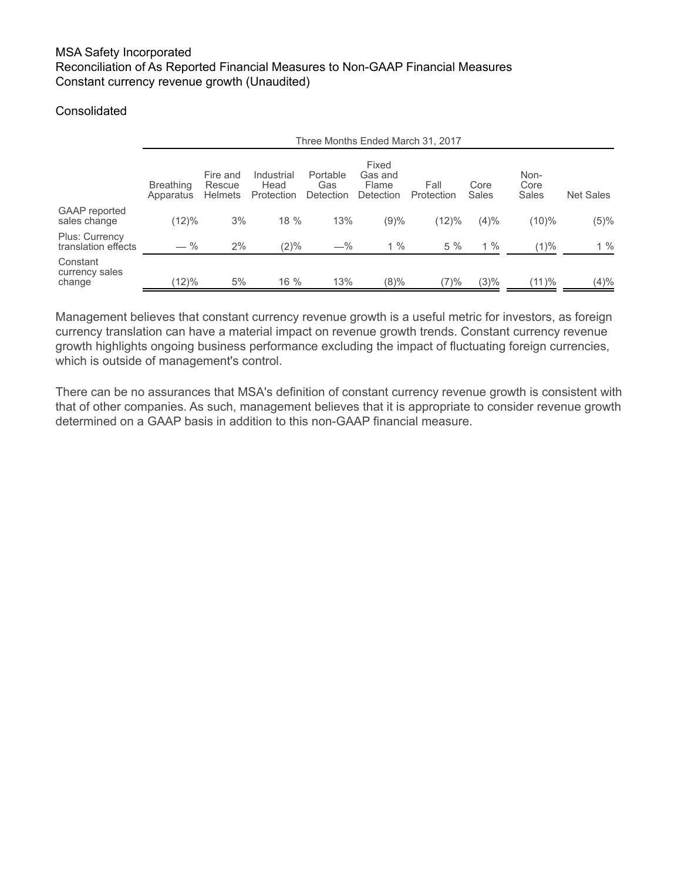MSA Safety Incorporated
Reconciliation of As Reported Financial Measures to Non-GAAP Financial Measures
Constant currency revenue growth (Unaudited)

Consolidated

| | Three Months Ended March 31, 2017 | | | | | | | | |
|---|---|---|---|---|---|---|---|---|---|
| | Breathing Apparatus | Fire and Rescue Helmets | Industrial Head Protection | Portable Gas Detection | Fixed Gas and Flame Detection | Fall Protection | Core Sales | Non-Core Sales | Net Sales |
| GAAP reported sales change | (12)% | 3% | 18 % | 13% | (9)% | (12)% | (4)% | (10)% | (5)% |
| Plus: Currency translation effects | — % | 2% | (2)% | —% | 1 % | 5 % | 1 % | (1)% | 1 % |
| Constant currency sales change | (12)% | 5% | 16 % | 13% | (8)% | (7)% | (3)% | (11)% | (4)% |

Management believes that constant currency revenue growth is a useful metric for investors, as foreign currency translation can have a material impact on revenue growth trends. Constant currency revenue growth highlights ongoing business performance excluding the impact of fluctuating foreign currencies, which is outside of management's control.

There can be no assurances that MSA's definition of constant currency revenue growth is consistent with that of other companies. As such, management believes that it is appropriate to consider revenue growth determined on a GAAP basis in addition to this non-GAAP financial measure.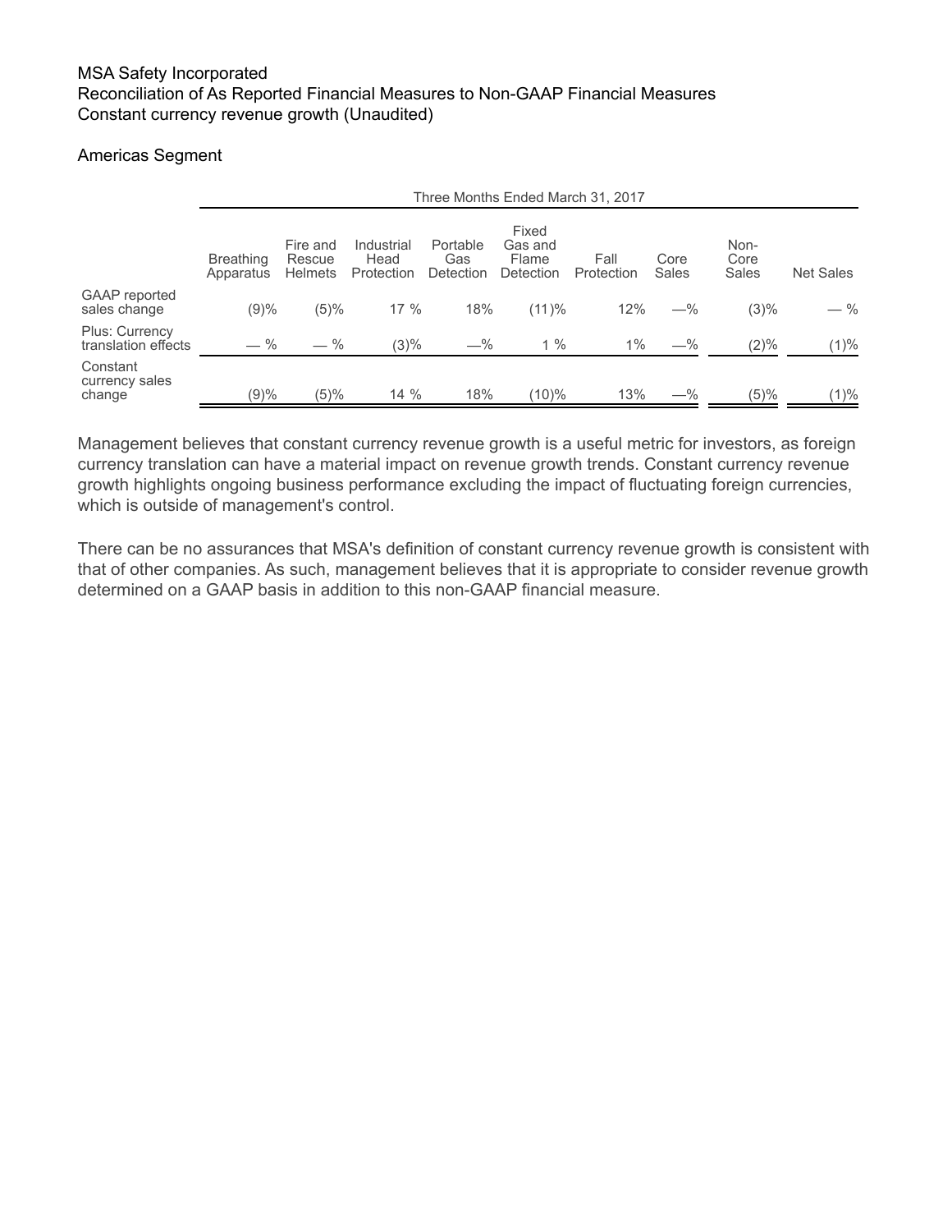MSA Safety Incorporated

Reconciliation of As Reported Financial Measures to Non-GAAP Financial Measures

Constant currency revenue growth (Unaudited)

Americas Segment

| | Three Months Ended March 31, 2017 | | | | | | | | |
|---|---|---|---|---|---|---|---|---|---|
| | Breathing Apparatus | Fire and Rescue Helmets | Industrial Head Protection | Portable Gas Detection | Fixed Gas and Flame Detection | Fall Protection | Core Sales | Non-Core Sales | Net Sales |
| GAAP reported sales change | (9)% | (5)% | 17 % | 18% | (11)% | 12% | —% | (3)% | — % |
| Plus: Currency translation effects | — % | — % | (3)% | —% | 1 % | 1% | —% | (2)% | (1)% |
| Constant currency sales change | (9)% | (5)% | 14 % | 18% | (10)% | 13% | —% | (5)% | (1)% |

Management believes that constant currency revenue growth is a useful metric for investors, as foreign currency translation can have a material impact on revenue growth trends. Constant currency revenue growth highlights ongoing business performance excluding the impact of fluctuating foreign currencies, which is outside of management's control.

There can be no assurances that MSA's definition of constant currency revenue growth is consistent with that of other companies. As such, management believes that it is appropriate to consider revenue growth determined on a GAAP basis in addition to this non-GAAP financial measure.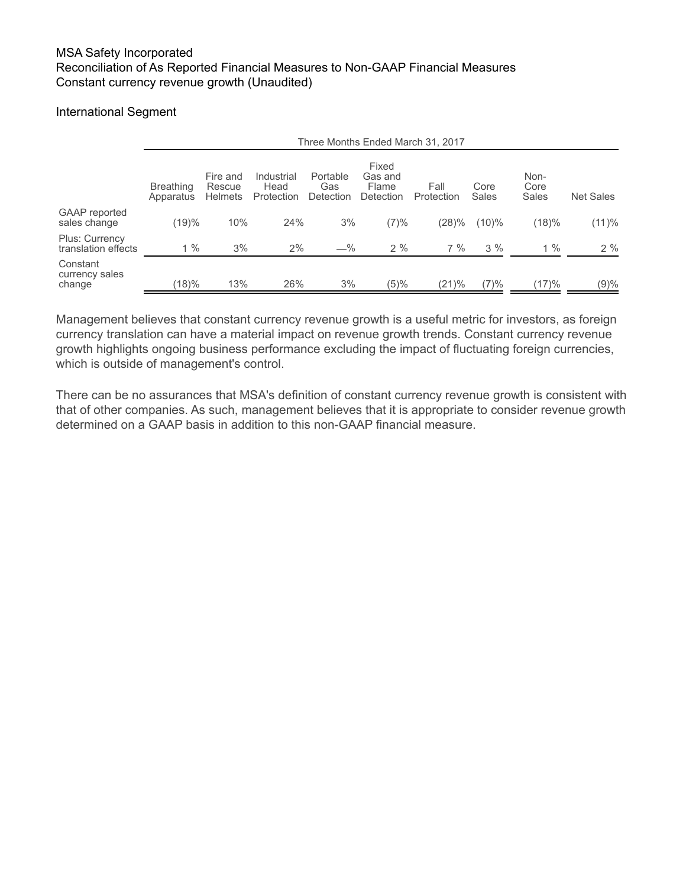MSA Safety Incorporated
Reconciliation of As Reported Financial Measures to Non-GAAP Financial Measures
Constant currency revenue growth (Unaudited)

International Segment

| | Three Months Ended March 31, 2017 | | | | | | | | |
|---|---|---|---|---|---|---|---|---|---|
| | Breathing Apparatus | Fire and Rescue Helmets | Industrial Head Protection | Portable Gas Detection | Fixed Gas and Flame Detection | Fall Protection | Core Sales | Non-Core Sales | Net Sales |
| GAAP reported sales change | (19)% | 10% | 24% | 3% | (7)% | (28)% | (10)% | (18)% | (11)% |
| Plus: Currency translation effects | 1 % | 3% | 2% | —% | 2 % | 7 % | 3 % | 1 % | 2 % |
| Constant currency sales change | (18)% | 13% | 26% | 3% | (5)% | (21)% | (7)% | (17)% | (9)% |

Management believes that constant currency revenue growth is a useful metric for investors, as foreign currency translation can have a material impact on revenue growth trends. Constant currency revenue growth highlights ongoing business performance excluding the impact of fluctuating foreign currencies, which is outside of management's control.

There can be no assurances that MSA's definition of constant currency revenue growth is consistent with that of other companies. As such, management believes that it is appropriate to consider revenue growth determined on a GAAP basis in addition to this non-GAAP financial measure.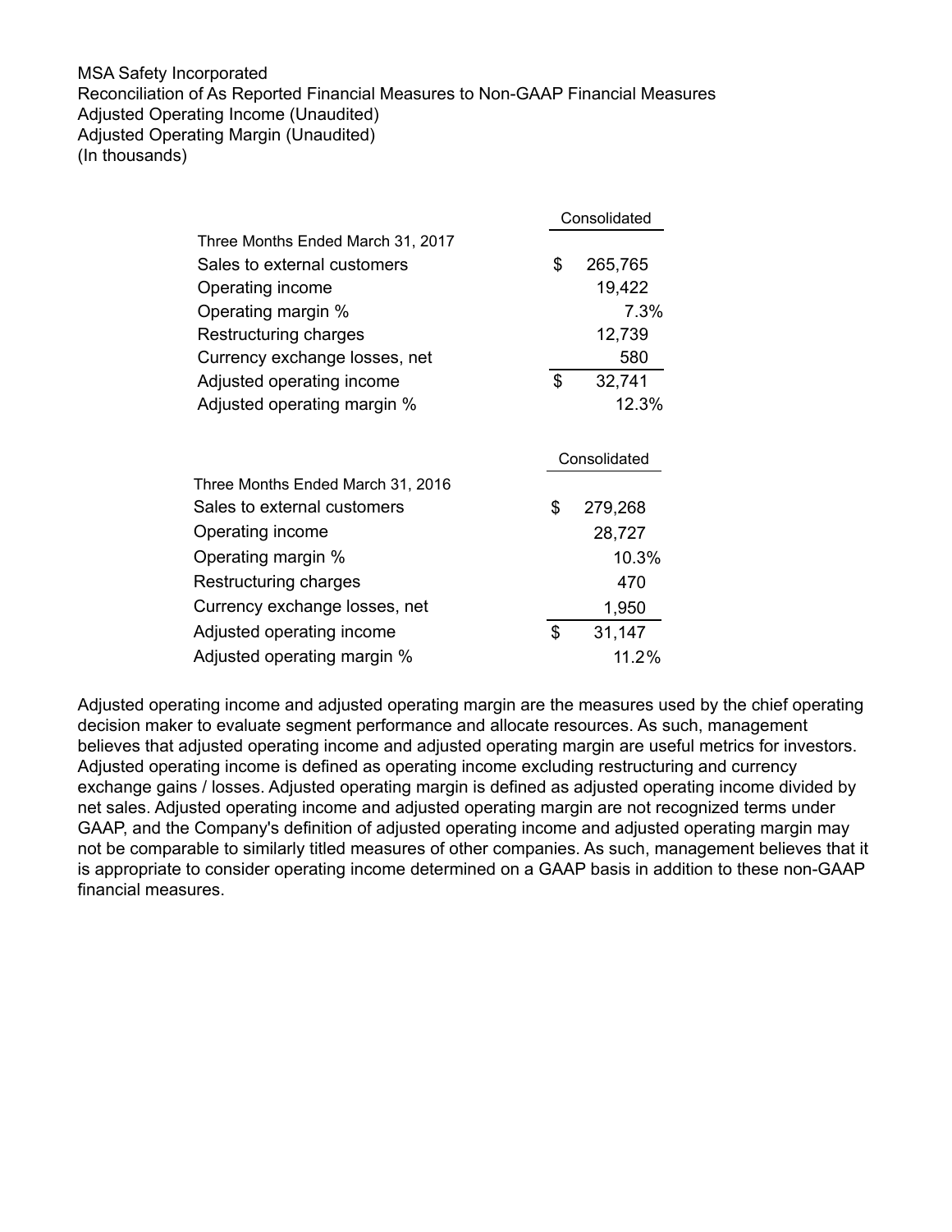MSA Safety Incorporated
Reconciliation of As Reported Financial Measures to Non-GAAP Financial Measures
Adjusted Operating Income (Unaudited)
Adjusted Operating Margin (Unaudited)
(In thousands)

| | Consolidated |
|---|---|
| **Three Months Ended March 31, 2017** | |
| Sales to external customers | $ 265,765 |
| Operating income | 19,422 |
| Operating margin % | 7.3% |
| Restructuring charges | 12,739 |
| Currency exchange losses, net | 580 |
| Adjusted operating income | $ 32,741 |
| Adjusted operating margin % | 12.3% |

| | Consolidated |
|---|---|
| **Three Months Ended March 31, 2016** | |
| Sales to external customers | $ 279,268 |
| Operating income | 28,727 |
| Operating margin % | 10.3% |
| Restructuring charges | 470 |
| Currency exchange losses, net | 1,950 |
| Adjusted operating income | $ 31,147 |
| Adjusted operating margin % | 11.2% |

Adjusted operating income and adjusted operating margin are the measures used by the chief operating decision maker to evaluate segment performance and allocate resources. As such, management believes that adjusted operating income and adjusted operating margin are useful metrics for investors. Adjusted operating income is defined as operating income excluding restructuring and currency exchange gains / losses. Adjusted operating margin is defined as adjusted operating income divided by net sales. Adjusted operating income and adjusted operating margin are not recognized terms under GAAP, and the Company's definition of adjusted operating income and adjusted operating margin may not be comparable to similarly titled measures of other companies. As such, management believes that it is appropriate to consider operating income determined on a GAAP basis in addition to these non-GAAP financial measures.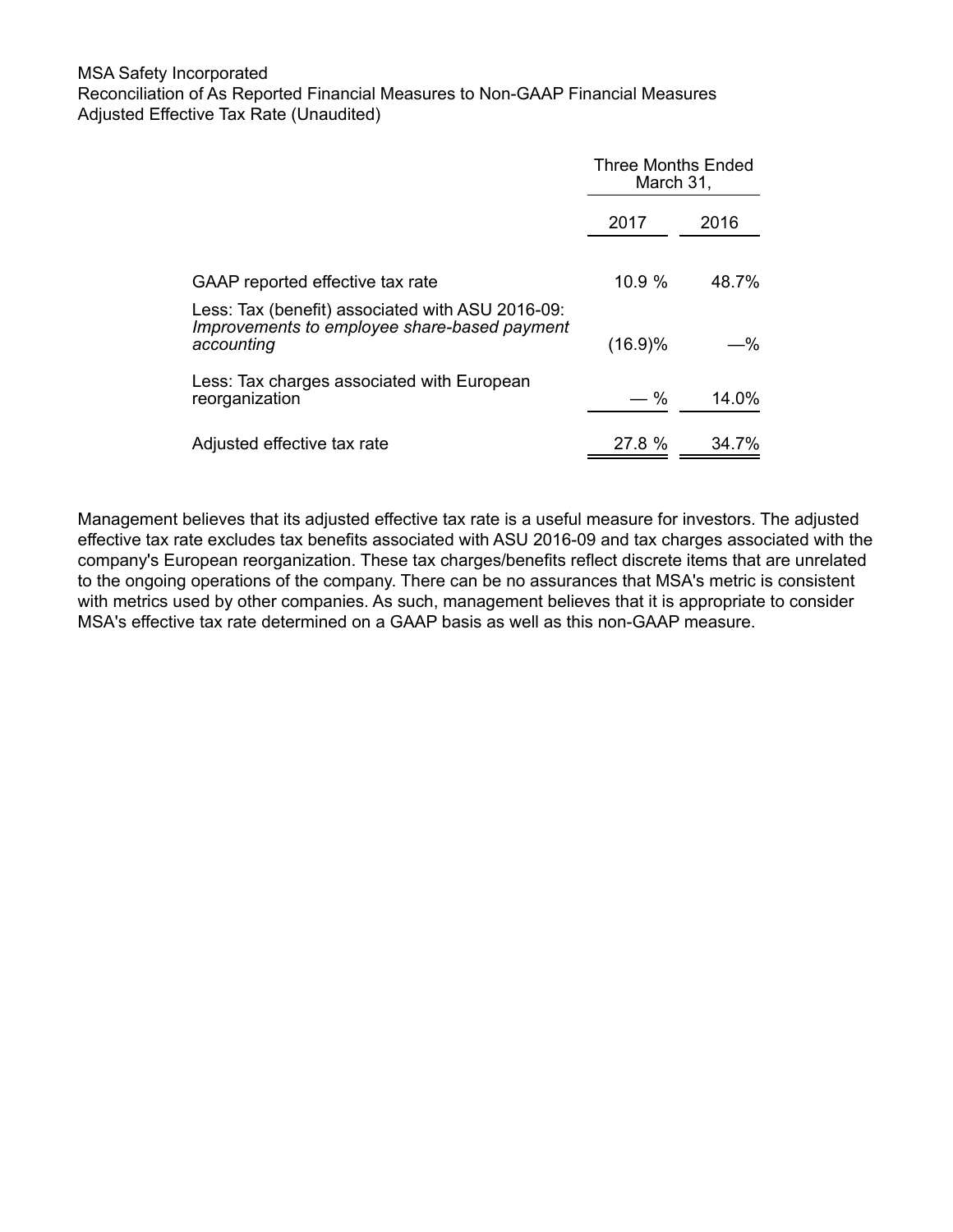MSA Safety Incorporated
Reconciliation of As Reported Financial Measures to Non-GAAP Financial Measures
Adjusted Effective Tax Rate (Unaudited)

| | Three Months Ended March 31, | |
|---|---|---|
| | 2017 | 2016 |
| GAAP reported effective tax rate | 10.9 % | 48.7% |
| Less: Tax (benefit) associated with ASU 2016-09: *Improvements to employee share-based payment accounting* | (16.9)% | —% |
| Less: Tax charges associated with European reorganization | — % | 14.0% |
| Adjusted effective tax rate | 27.8 % | 34.7% |

Management believes that its adjusted effective tax rate is a useful measure for investors. The adjusted effective tax rate excludes tax benefits associated with ASU 2016-09 and tax charges associated with the company's European reorganization. These tax charges/benefits reflect discrete items that are unrelated to the ongoing operations of the company. There can be no assurances that MSA's metric is consistent with metrics used by other companies. As such, management believes that it is appropriate to consider MSA's effective tax rate determined on a GAAP basis as well as this non-GAAP measure.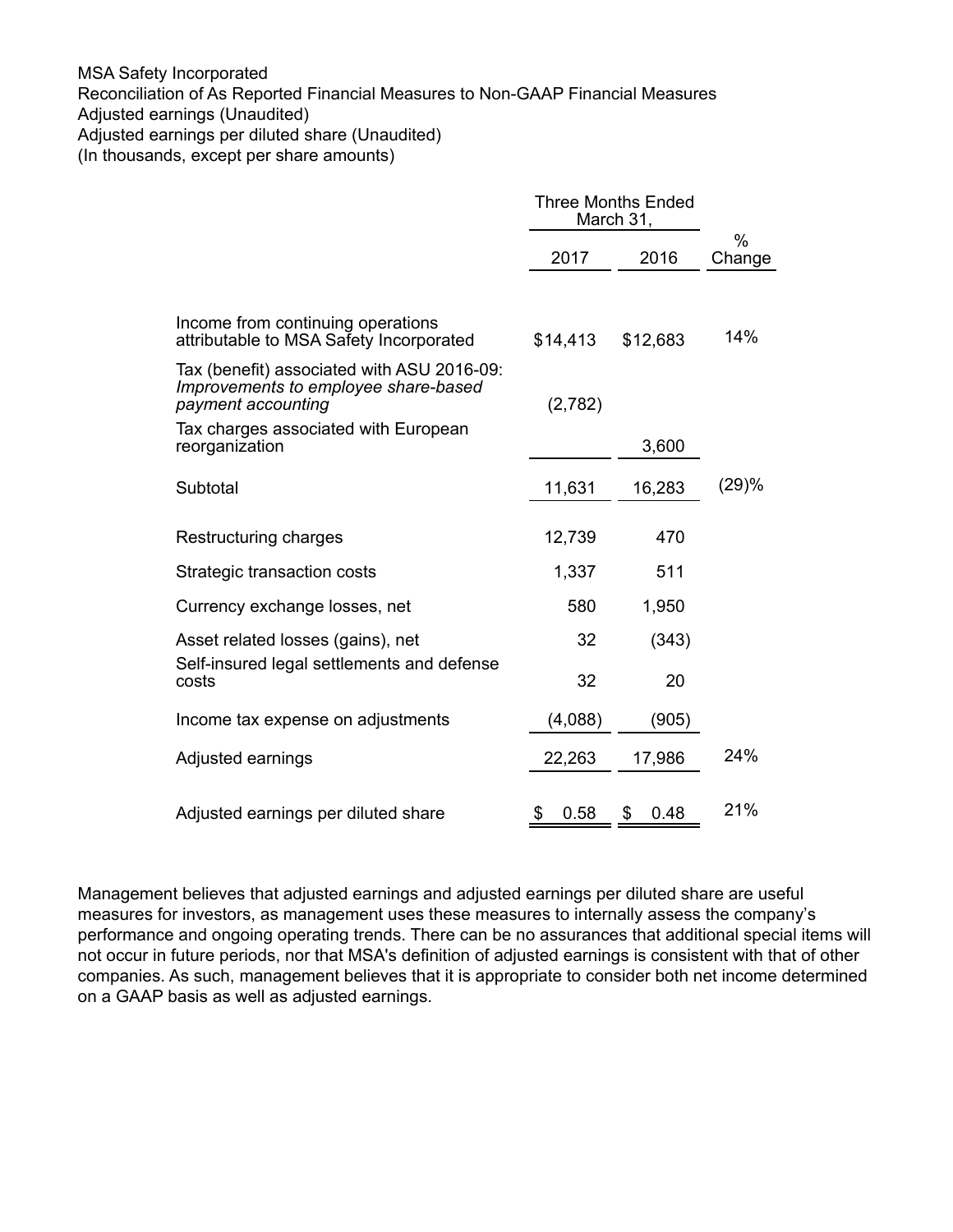MSA Safety Incorporated
Reconciliation of As Reported Financial Measures to Non-GAAP Financial Measures
Adjusted earnings (Unaudited)
Adjusted earnings per diluted share (Unaudited)
(In thousands, except per share amounts)

| | Three Months Ended March 31, | | |
|---|---|---|---|
| | 2017 | 2016 | % Change |
| Income from continuing operations attributable to MSA Safety Incorporated | $14,413 | $12,683 | 14% |
| Tax (benefit) associated with ASU 2016-09: *Improvements to employee share-based payment accounting* | (2,782) | | |
| Tax charges associated with European reorganization | | 3,600 | |
| Subtotal | 11,631 | 16,283 | (29)% |
| Restructuring charges | 12,739 | 470 | |
| Strategic transaction costs | 1,337 | 511 | |
| Currency exchange losses, net | 580 | 1,950 | |
| Asset related losses (gains), net | 32 | (343) | |
| Self-insured legal settlements and defense costs | 32 | 20 | |
| Income tax expense on adjustments | (4,088) | (905) | |
| Adjusted earnings | 22,263 | 17,986 | 24% |
| Adjusted earnings per diluted share | $ 0.58 | $ 0.48 | 21% |

Management believes that adjusted earnings and adjusted earnings per diluted share are useful measures for investors, as management uses these measures to internally assess the company's performance and ongoing operating trends. There can be no assurances that additional special items will not occur in future periods, nor that MSA's definition of adjusted earnings is consistent with that of other companies. As such, management believes that it is appropriate to consider both net income determined on a GAAP basis as well as adjusted earnings.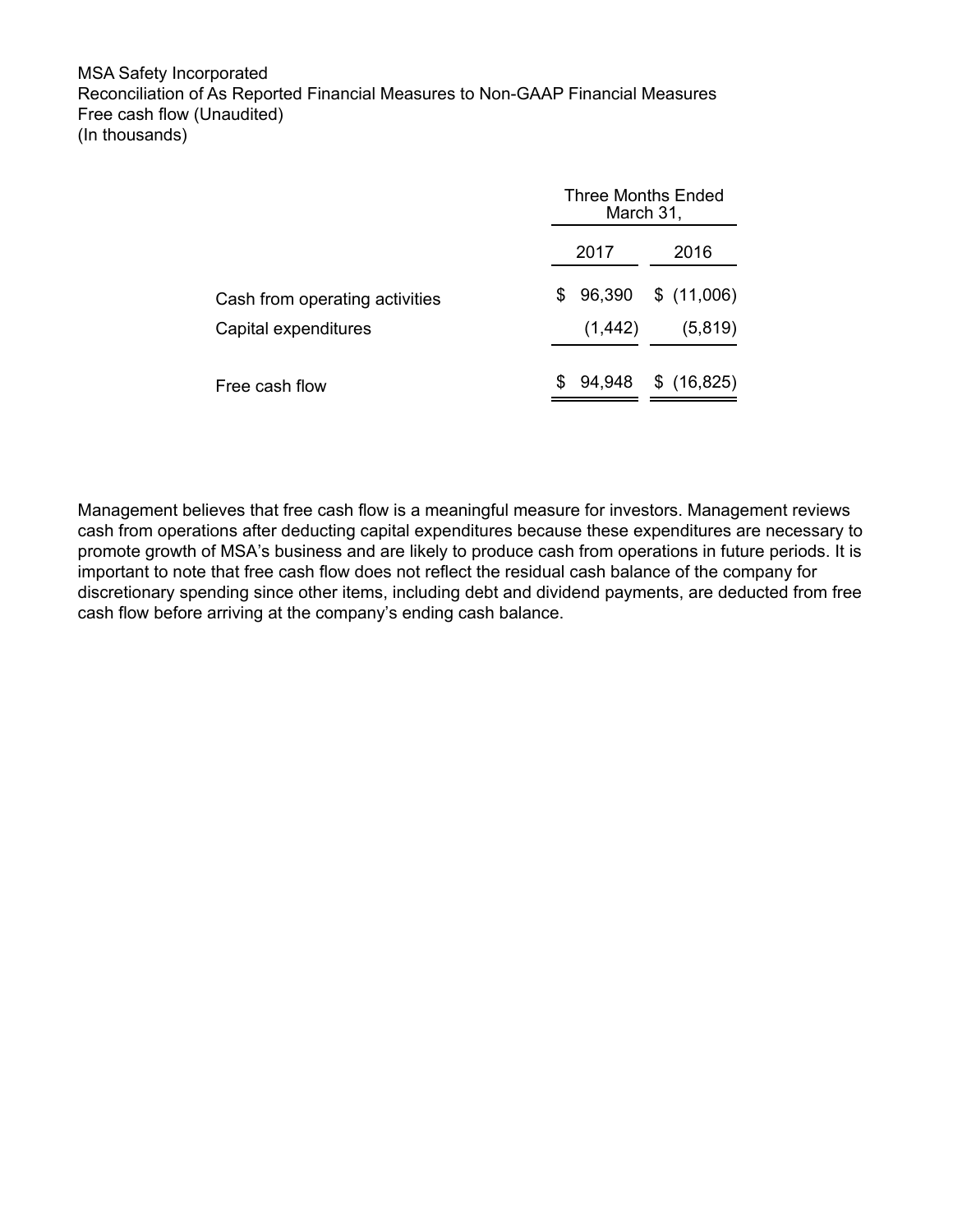MSA Safety Incorporated
Reconciliation of As Reported Financial Measures to Non-GAAP Financial Measures
Free cash flow (Unaudited)
(In thousands)

| | Three Months Ended March 31, | |
|---|---|---|
| | 2017 | 2016 |
| Cash from operating activities | $ 96,390 | $ (11,006) |
| Capital expenditures | (1,442) | (5,819) |
| Free cash flow | $ 94,948 | $ (16,825) |

Management believes that free cash flow is a meaningful measure for investors. Management reviews cash from operations after deducting capital expenditures because these expenditures are necessary to promote growth of MSA's business and are likely to produce cash from operations in future periods. It is important to note that free cash flow does not reflect the residual cash balance of the company for discretionary spending since other items, including debt and dividend payments, are deducted from free cash flow before arriving at the company's ending cash balance.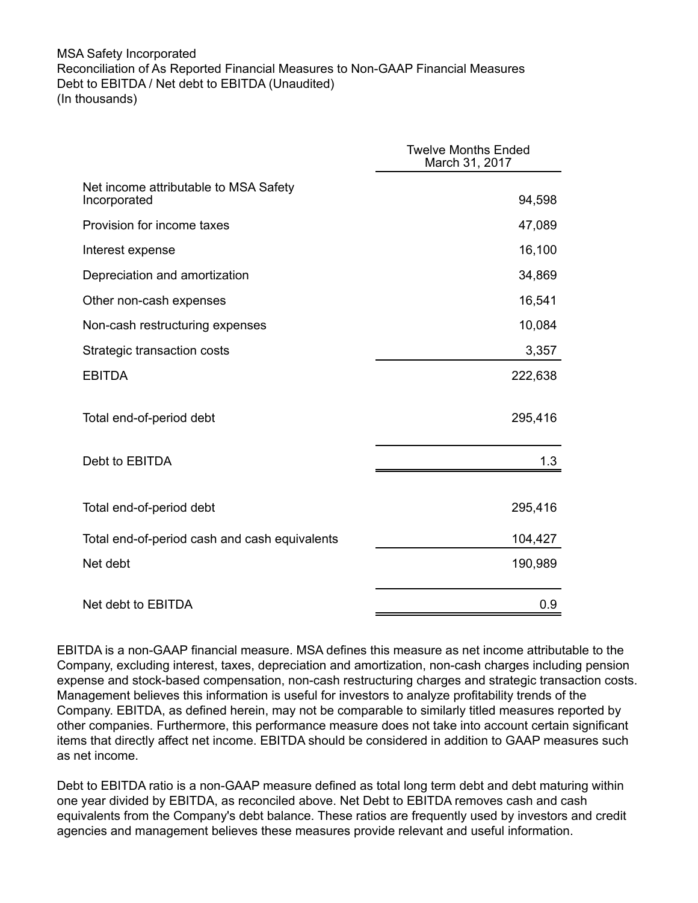MSA Safety Incorporated
Reconciliation of As Reported Financial Measures to Non-GAAP Financial Measures
Debt to EBITDA / Net debt to EBITDA (Unaudited)
(In thousands)

| | Twelve Months Ended March 31, 2017 |
|---|---|
| Net income attributable to MSA Safety Incorporated | 94,598 |
| Provision for income taxes | 47,089 |
| Interest expense | 16,100 |
| Depreciation and amortization | 34,869 |
| Other non-cash expenses | 16,541 |
| Non-cash restructuring expenses | 10,084 |
| Strategic transaction costs | 3,357 |
| EBITDA | 222,638 |
| Total end-of-period debt | 295,416 |
| Debt to EBITDA | 1.3 |
| Total end-of-period debt | 295,416 |
| Total end-of-period cash and cash equivalents | 104,427 |
| Net debt | 190,989 |
| Net debt to EBITDA | 0.9 |

EBITDA is a non-GAAP financial measure. MSA defines this measure as net income attributable to the Company, excluding interest, taxes, depreciation and amortization, non-cash charges including pension expense and stock-based compensation, non-cash restructuring charges and strategic transaction costs. Management believes this information is useful for investors to analyze profitability trends of the Company. EBITDA, as defined herein, may not be comparable to similarly titled measures reported by other companies. Furthermore, this performance measure does not take into account certain significant items that directly affect net income. EBITDA should be considered in addition to GAAP measures such as net income.

Debt to EBITDA ratio is a non-GAAP measure defined as total long term debt and debt maturing within one year divided by EBITDA, as reconciled above. Net Debt to EBITDA removes cash and cash equivalents from the Company's debt balance. These ratios are frequently used by investors and credit agencies and management believes these measures provide relevant and useful information.